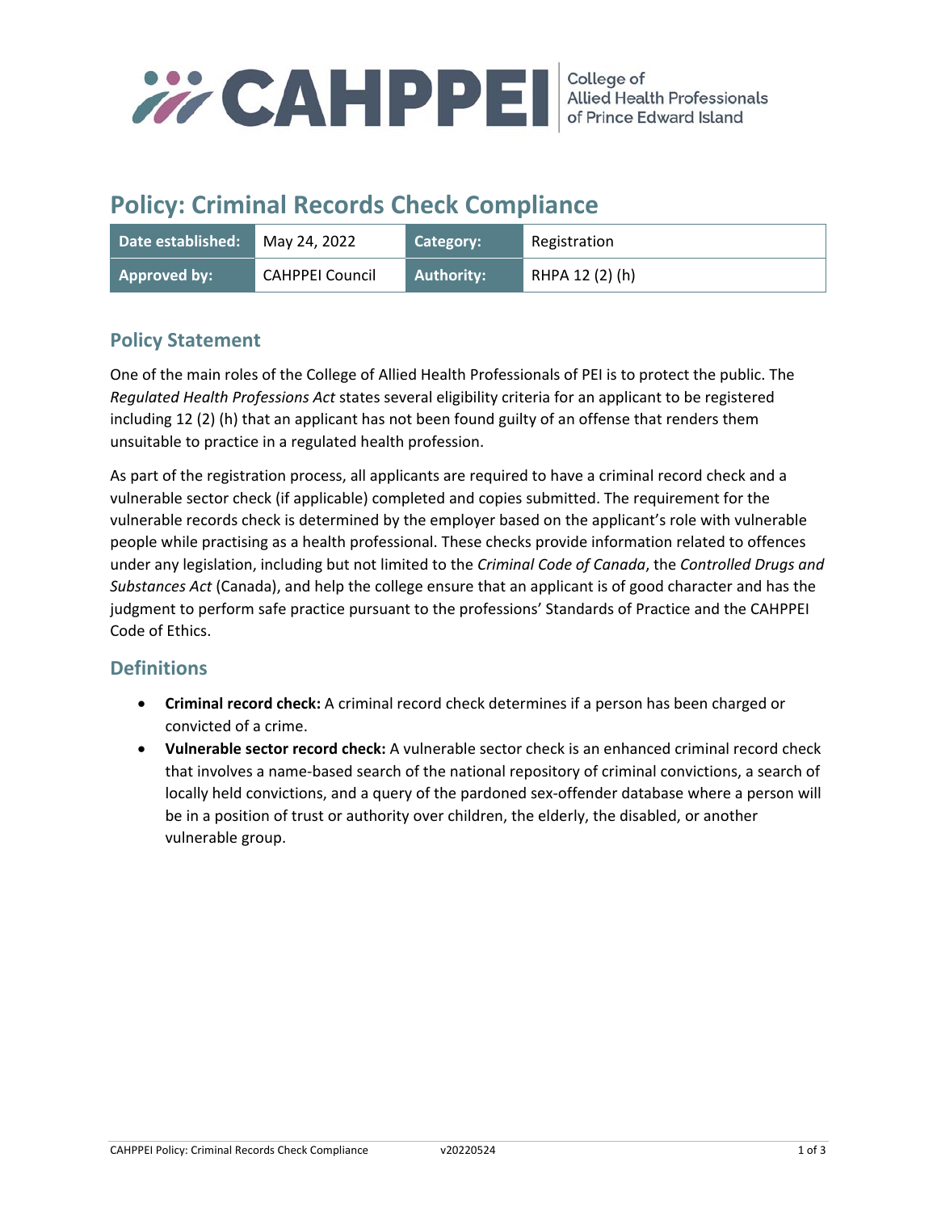CAHPPEI College of Allied Health Professionals of Prince Edward Island

# Policy: Criminal Records Check Compliance

| Date established: | May 24, 2022 | Category: | Registration |
|---|---|---|---|
| Approved by: | CAHPPEI Council | Authority: | RHPA 12 (2) (h) |

## Policy Statement

One of the main roles of the College of Allied Health Professionals of PEI is to protect the public. The *Regulated Health Professions Act* states several eligibility criteria for an applicant to be registered including 12 (2) (h) that an applicant has not been found guilty of an offense that renders them unsuitable to practice in a regulated health profession.

As part of the registration process, all applicants are required to have a criminal record check and a vulnerable sector check (if applicable) completed and copies submitted. The requirement for the vulnerable records check is determined by the employer based on the applicant's role with vulnerable people while practising as a health professional. These checks provide information related to offences under any legislation, including but not limited to the *Criminal Code of Canada*, the *Controlled Drugs and Substances Act* (Canada), and help the college ensure that an applicant is of good character and has the judgment to perform safe practice pursuant to the professions' Standards of Practice and the CAHPPEI Code of Ethics.

## Definitions

- **Criminal record check:** A criminal record check determines if a person has been charged or convicted of a crime.
- **Vulnerable sector record check:** A vulnerable sector check is an enhanced criminal record check that involves a name-based search of the national repository of criminal convictions, a search of locally held convictions, and a query of the pardoned sex-offender database where a person will be in a position of trust or authority over children, the elderly, the disabled, or another vulnerable group.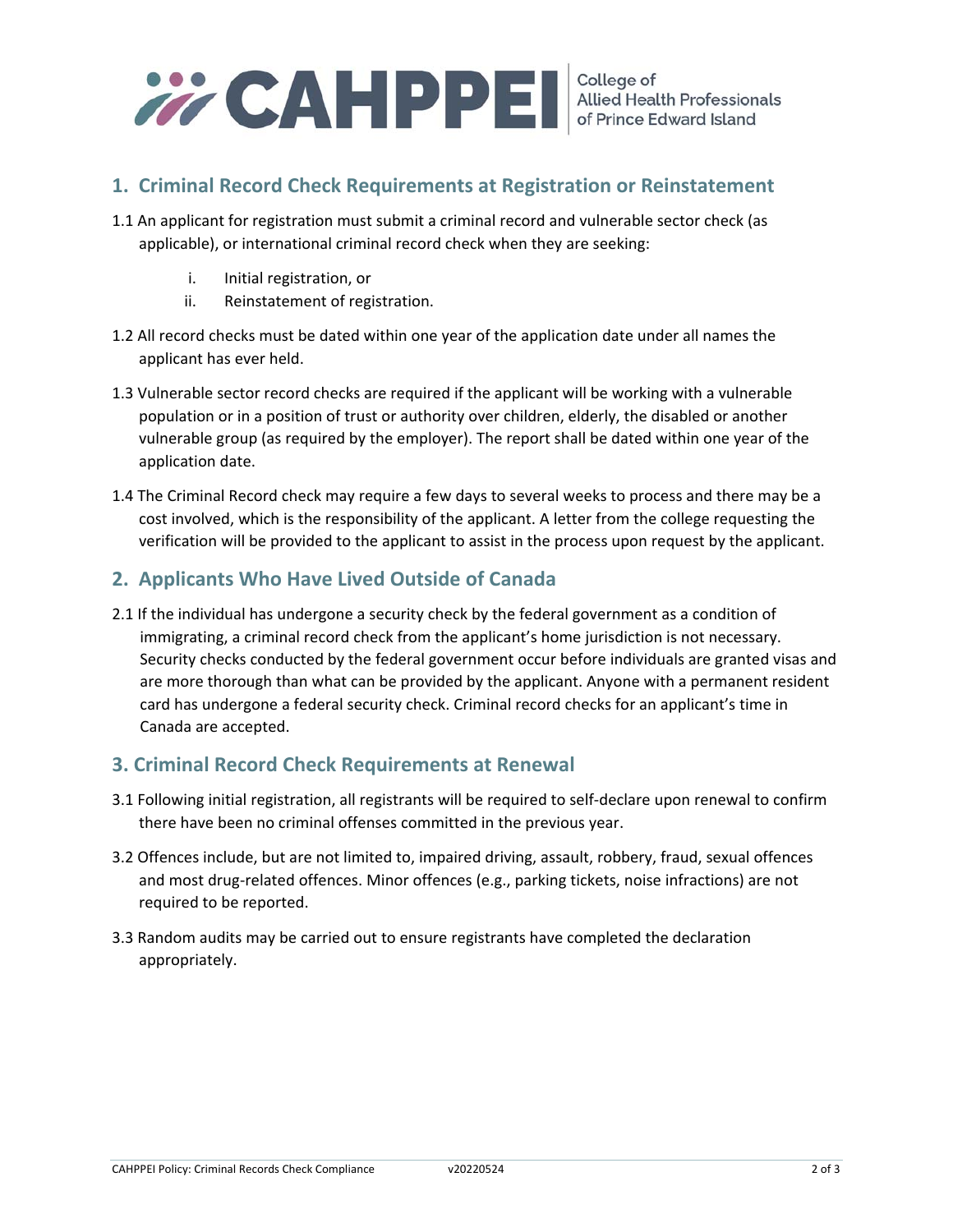## 1. Criminal Record Check Requirements at Registration or Reinstatement

1.1 An applicant for registration must submit a criminal record and vulnerable sector check (as applicable), or international criminal record check when they are seeking:

   i. Initial registration, or
   ii. Reinstatement of registration.

1.2 All record checks must be dated within one year of the application date under all names the applicant has ever held.

1.3 Vulnerable sector record checks are required if the applicant will be working with a vulnerable population or in a position of trust or authority over children, elderly, the disabled or another vulnerable group (as required by the employer). The report shall be dated within one year of the application date.

1.4 The Criminal Record check may require a few days to several weeks to process and there may be a cost involved, which is the responsibility of the applicant. A letter from the college requesting the verification will be provided to the applicant to assist in the process upon request by the applicant.

## 2. Applicants Who Have Lived Outside of Canada

2.1 If the individual has undergone a security check by the federal government as a condition of immigrating, a criminal record check from the applicant's home jurisdiction is not necessary. Security checks conducted by the federal government occur before individuals are granted visas and are more thorough than what can be provided by the applicant. Anyone with a permanent resident card has undergone a federal security check. Criminal record checks for an applicant's time in Canada are accepted.

## 3. Criminal Record Check Requirements at Renewal

3.1 Following initial registration, all registrants will be required to self-declare upon renewal to confirm there have been no criminal offenses committed in the previous year.

3.2 Offences include, but are not limited to, impaired driving, assault, robbery, fraud, sexual offences and most drug-related offences. Minor offences (e.g., parking tickets, noise infractions) are not required to be reported.

3.3 Random audits may be carried out to ensure registrants have completed the declaration appropriately.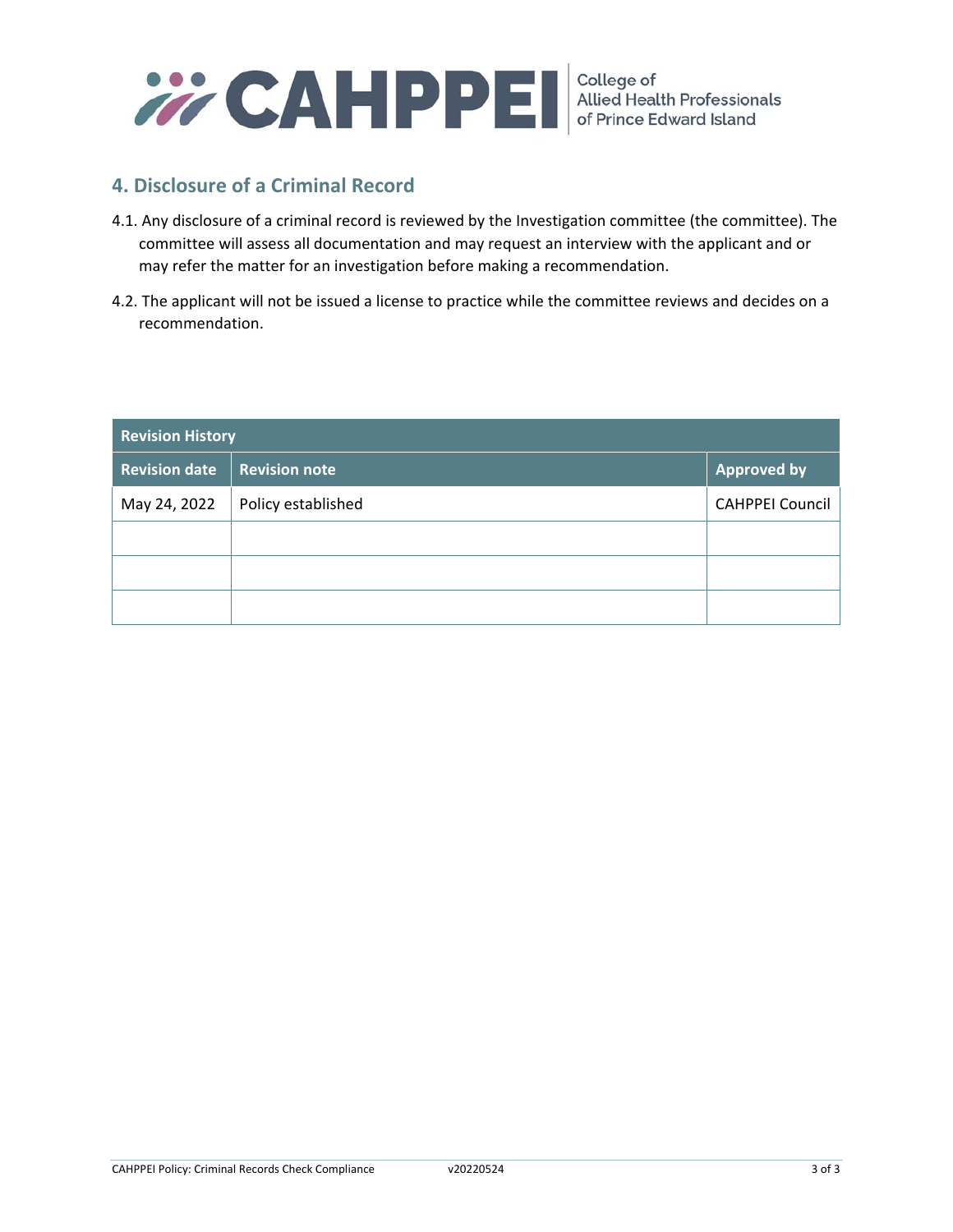## 4. Disclosure of a Criminal Record

4.1. Any disclosure of a criminal record is reviewed by the Investigation committee (the committee). The committee will assess all documentation and may request an interview with the applicant and or may refer the matter for an investigation before making a recommendation.

4.2. The applicant will not be issued a license to practice while the committee reviews and decides on a recommendation.

| Revision History | | |
|---|---|---|
| **Revision date** | **Revision note** | **Approved by** |
| May 24, 2022 | Policy established | CAHPPEI Council |
| | | |
| | | |
| | | |